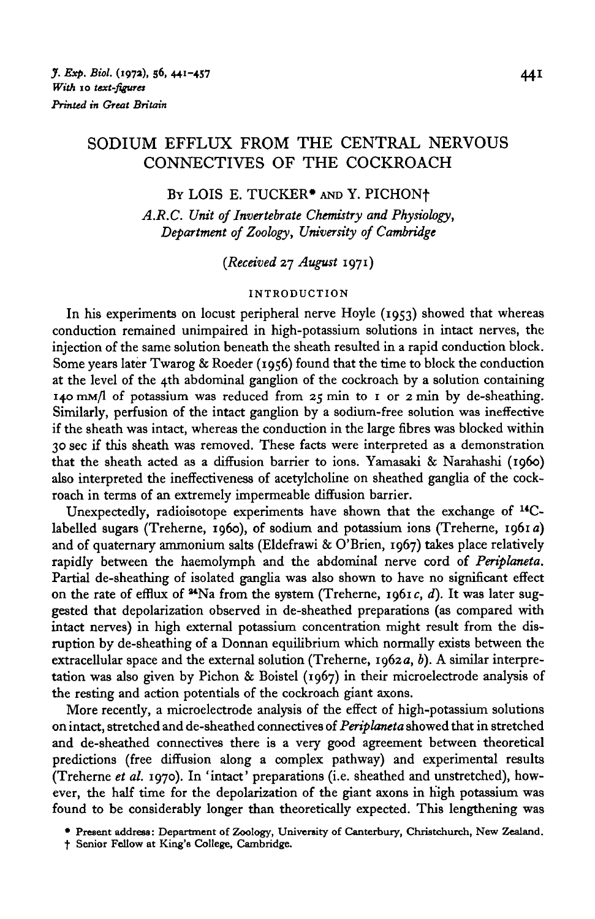# SODIUM EFFLUX FROM THE CENTRAL NERVOUS CONNECTIVES OF THE COCKROACH

By LOIS E. TUCKER* and Y. PICHON†

*A.R.C. Unit of Invertebrate Chemistry and Physiology, Department of Zoology, University of Cambridge*

(*Received 27 August 1971*)

## INTRODUCTION

In his experiments on locust peripheral nerve Hoyle (1953) showed that whereas conduction remained unimpaired in high-potassium solutions in intact nerves, the injection of the same solution beneath the sheath resulted in a rapid conduction block. Some years later Twarog & Roeder (1956) found that the time to block the conduction at the level of the 4th abdominal ganglion of the cockroach by a solution containing 140 mM/l of potassium was reduced from 25 min to 1 or 2 min by de-sheathing. Similarly, perfusion of the intact ganglion by a sodium-free solution was ineffective if the sheath was intact, whereas the conduction in the large fibres was blocked within 30 sec if this sheath was removed. These facts were interpreted as a demonstration that the sheath acted as a diffusion barrier to ions. Yamasaki & Narahashi (1960) also interpreted the ineffectiveness of acetylcholine on sheathed ganglia of the cockroach in terms of an extremely impermeable diffusion barrier.

Unexpectedly, radioisotope experiments have shown that the exchange of $^{14}C$-labelled sugars (Treherne, 1960), of sodium and potassium ions (Treherne, 1961*a*) and of quaternary ammonium salts (Eldefrawi & O'Brien, 1967) takes place relatively rapidly between the haemolymph and the abdominal nerve cord of *Periplaneta*. Partial de-sheathing of isolated ganglia was also shown to have no significant effect on the rate of efflux of $^{24}Na$ from the system (Treherne, 1961*c*, *d*). It was later suggested that depolarization observed in de-sheathed preparations (as compared with intact nerves) in high external potassium concentration might result from the disruption by de-sheathing of a Donnan equilibrium which normally exists between the extracellular space and the external solution (Treherne, 1962*a*, *b*). A similar interpretation was also given by Pichon & Boistel (1967) in their microelectrode analysis of the resting and action potentials of the cockroach giant axons.

More recently, a microelectrode analysis of the effect of high-potassium solutions on intact, stretched and de-sheathed connectives of *Periplaneta* showed that in stretched and de-sheathed connectives there is a very good agreement between theoretical predictions (free diffusion along a complex pathway) and experimental results (Treherne *et al.* 1970). In 'intact' preparations (i.e. sheathed and unstretched), however, the half time for the depolarization of the giant axons in high potassium was found to be considerably longer than theoretically expected. This lengthening was

\* Present address: Department of Zoology, University of Canterbury, Christchurch, New Zealand.

† Senior Fellow at King's College, Cambridge.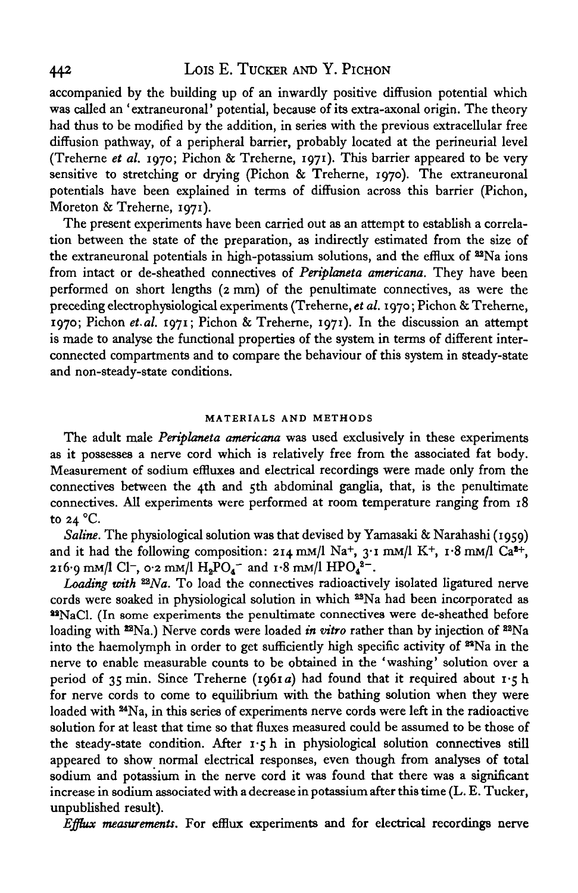accompanied by the building up of an inwardly positive diffusion potential which was called an 'extraneuronal' potential, because of its extra-axonal origin. The theory had thus to be modified by the addition, in series with the previous extracellular free diffusion pathway, of a peripheral barrier, probably located at the perineurial level (Treherne *et al.* 1970; Pichon & Treherne, 1971). This barrier appeared to be very sensitive to stretching or drying (Pichon & Treherne, 1970). The extraneuronal potentials have been explained in terms of diffusion across this barrier (Pichon, Moreton & Treherne, 1971).

The present experiments have been carried out as an attempt to establish a correlation between the state of the preparation, as indirectly estimated from the size of the extraneuronal potentials in high-potassium solutions, and the efflux of $^{22}$Na ions from intact or de-sheathed connectives of *Periplaneta americana*. They have been performed on short lengths (2 mm) of the penultimate connectives, as were the preceding electrophysiological experiments (Treherne, *et al.* 1970; Pichon & Treherne, 1970; Pichon *et al.* 1971; Pichon & Treherne, 1971). In the discussion an attempt is made to analyse the functional properties of the system in terms of different interconnected compartments and to compare the behaviour of this system in steady-state and non-steady-state conditions.

## MATERIALS AND METHODS

The adult male *Periplaneta americana* was used exclusively in these experiments as it possesses a nerve cord which is relatively free from the associated fat body. Measurement of sodium effluxes and electrical recordings were made only from the connectives between the 4th and 5th abdominal ganglia, that, is the penultimate connectives. All experiments were performed at room temperature ranging from 18 to 24 °C.

*Saline.* The physiological solution was that devised by Yamasaki & Narahashi (1959) and it had the following composition: 214 mM/l $Na^+$, 3·1 mM/l $K^+$, 1·8 mM/l $Ca^{2+}$, 216·9 mM/l $Cl^-$, 0·2 mM/l $H_2PO_4^-$ and 1·8 mM/l $HPO_4^{2-}$.

*Loading with* $^{22}$*Na.* To load the connectives radioactively isolated ligatured nerve cords were soaked in physiological solution in which $^{22}$Na had been incorporated as $^{22}$NaCl. (In some experiments the penultimate connectives were de-sheathed before loading with $^{22}$Na.) Nerve cords were loaded *in vitro* rather than by injection of $^{22}$Na into the haemolymph in order to get sufficiently high specific activity of $^{22}$Na in the nerve to enable measurable counts to be obtained in the 'washing' solution over a period of 35 min. Since Treherne (1961*a*) had found that it required about 1·5 h for nerve cords to come to equilibrium with the bathing solution when they were loaded with $^{24}$Na, in this series of experiments nerve cords were left in the radioactive solution for at least that time so that fluxes measured could be assumed to be those of the steady-state condition. After 1·5 h in physiological solution connectives still appeared to show normal electrical responses, even though from analyses of total sodium and potassium in the nerve cord it was found that there was a significant increase in sodium associated with a decrease in potassium after this time (L. E. Tucker, unpublished result).

*Efflux measurements.* For efflux experiments and for electrical recordings nerve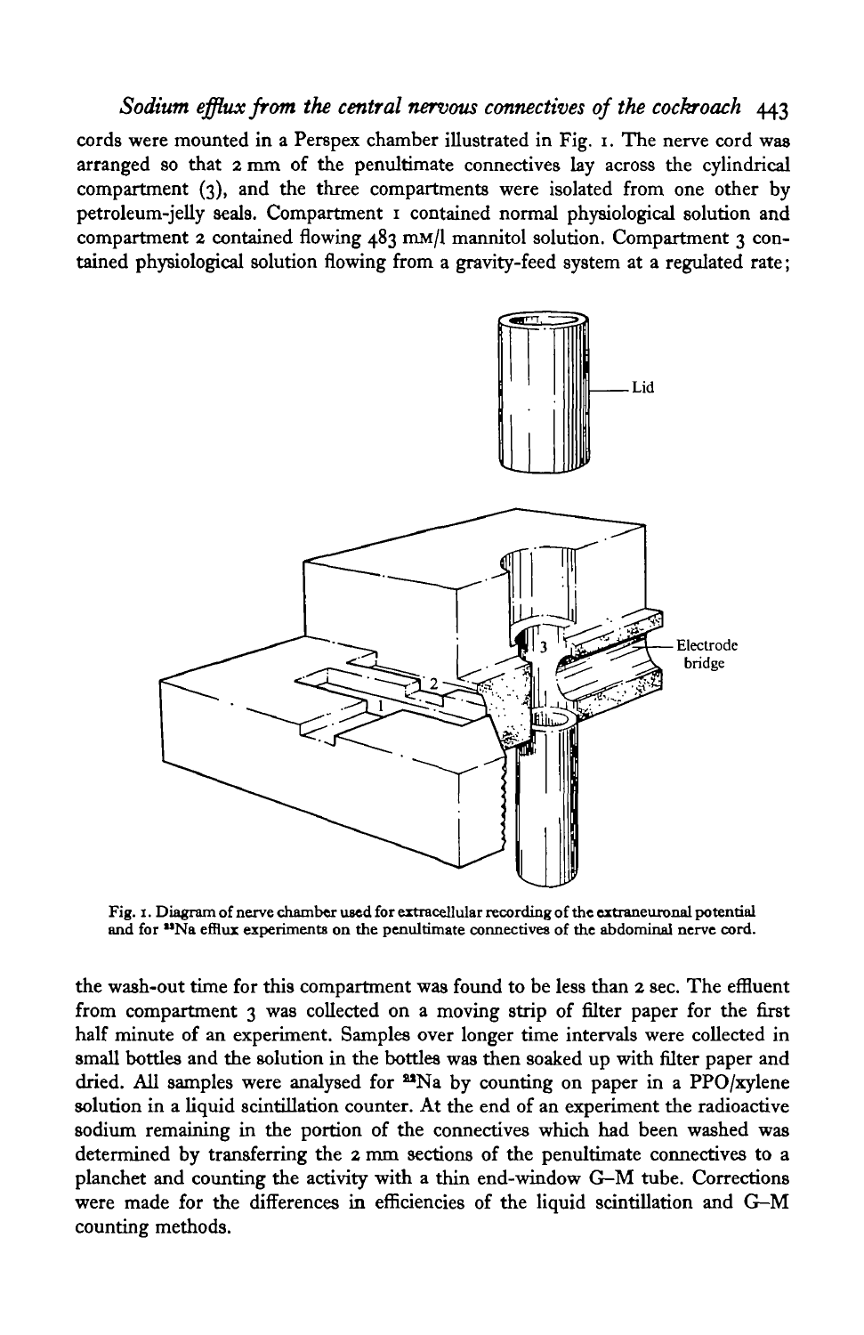cords were mounted in a Perspex chamber illustrated in Fig. 1. The nerve cord was arranged so that 2 mm of the penultimate connectives lay across the cylindrical compartment (3), and the three compartments were isolated from one other by petroleum-jelly seals. Compartment 1 contained normal physiological solution and compartment 2 contained flowing 483 mM/l mannitol solution. Compartment 3 contained physiological solution flowing from a gravity-feed system at a regulated rate;

Fig. 1. Diagram of nerve chamber used for extracellular recording of the extraneuronal potential and for $^{22}$Na efflux experiments on the penultimate connectives of the abdominal nerve cord.

the wash-out time for this compartment was found to be less than 2 sec. The effluent from compartment 3 was collected on a moving strip of filter paper for the first half minute of an experiment. Samples over longer time intervals were collected in small bottles and the solution in the bottles was then soaked up with filter paper and dried. All samples were analysed for $^{22}$Na by counting on paper in a PPO/xylene solution in a liquid scintillation counter. At the end of an experiment the radioactive sodium remaining in the portion of the connectives which had been washed was determined by transferring the 2 mm sections of the penultimate connectives to a planchet and counting the activity with a thin end-window G–M tube. Corrections were made for the differences in efficiencies of the liquid scintillation and G–M counting methods.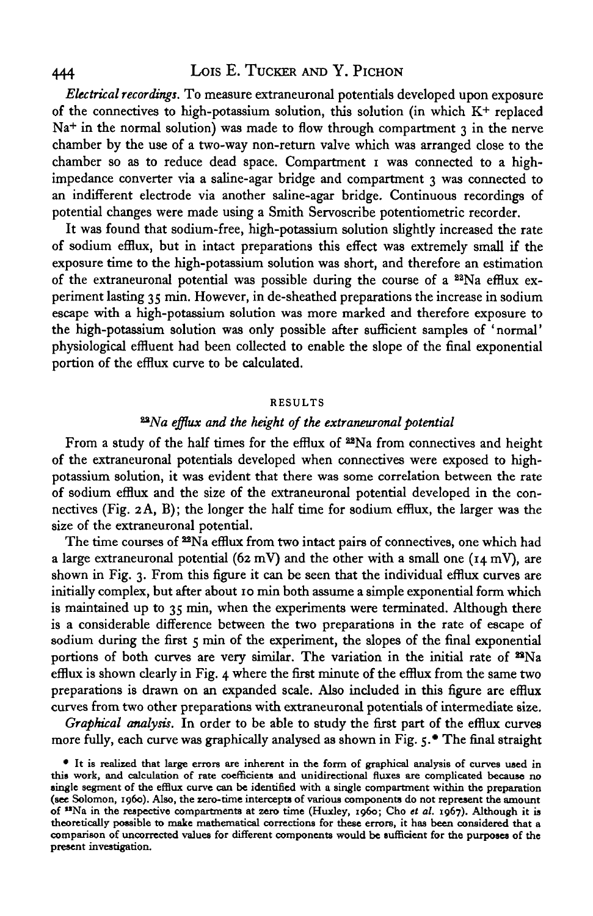*Electrical recordings.* To measure extraneuronal potentials developed upon exposure of the connectives to high-potassium solution, this solution (in which $K^+$ replaced $Na^+$ in the normal solution) was made to flow through compartment 3 in the nerve chamber by the use of a two-way non-return valve which was arranged close to the chamber so as to reduce dead space. Compartment 1 was connected to a high-impedance converter via a saline-agar bridge and compartment 3 was connected to an indifferent electrode via another saline-agar bridge. Continuous recordings of potential changes were made using a Smith Servoscribe potentiometric recorder.

It was found that sodium-free, high-potassium solution slightly increased the rate of sodium efflux, but in intact preparations this effect was extremely small if the exposure time to the high-potassium solution was short, and therefore an estimation of the extraneuronal potential was possible during the course of a $^{22}Na$ efflux experiment lasting 35 min. However, in de-sheathed preparations the increase in sodium escape with a high-potassium solution was more marked and therefore exposure to the high-potassium solution was only possible after sufficient samples of 'normal' physiological effluent had been collected to enable the slope of the final exponential portion of the efflux curve to be calculated.

## RESULTS

### *$^{22}Na$ efflux and the height of the extraneuronal potential*

From a study of the half times for the efflux of $^{22}Na$ from connectives and height of the extraneuronal potentials developed when connectives were exposed to high-potassium solution, it was evident that there was some correlation between the rate of sodium efflux and the size of the extraneuronal potential developed in the connectives (Fig. 2A, B); the longer the half time for sodium efflux, the larger was the size of the extraneuronal potential.

The time courses of $^{22}Na$ efflux from two intact pairs of connectives, one which had a large extraneuronal potential (62 mV) and the other with a small one (14 mV), are shown in Fig. 3. From this figure it can be seen that the individual efflux curves are initially complex, but after about 10 min both assume a simple exponential form which is maintained up to 35 min, when the experiments were terminated. Although there is a considerable difference between the two preparations in the rate of escape of sodium during the first 5 min of the experiment, the slopes of the final exponential portions of both curves are very similar. The variation in the initial rate of $^{22}Na$ efflux is shown clearly in Fig. 4 where the first minute of the efflux from the same two preparations is drawn on an expanded scale. Also included in this figure are efflux curves from two other preparations with extraneuronal potentials of intermediate size.

*Graphical analysis.* In order to be able to study the first part of the efflux curves more fully, each curve was graphically analysed as shown in Fig. 5.* The final straight

* It is realized that large errors are inherent in the form of graphical analysis of curves used in this work, and calculation of rate coefficients and unidirectional fluxes are complicated because no single segment of the efflux curve can be identified with a single compartment within the preparation (see Solomon, 1960). Also, the zero-time intercepts of various components do not represent the amount of $^{22}Na$ in the respective compartments at zero time (Huxley, 1960; Cho *et al.* 1967). Although it is theoretically possible to make mathematical corrections for these errors, it has been considered that a comparison of uncorrected values for different components would be sufficient for the purposes of the present investigation.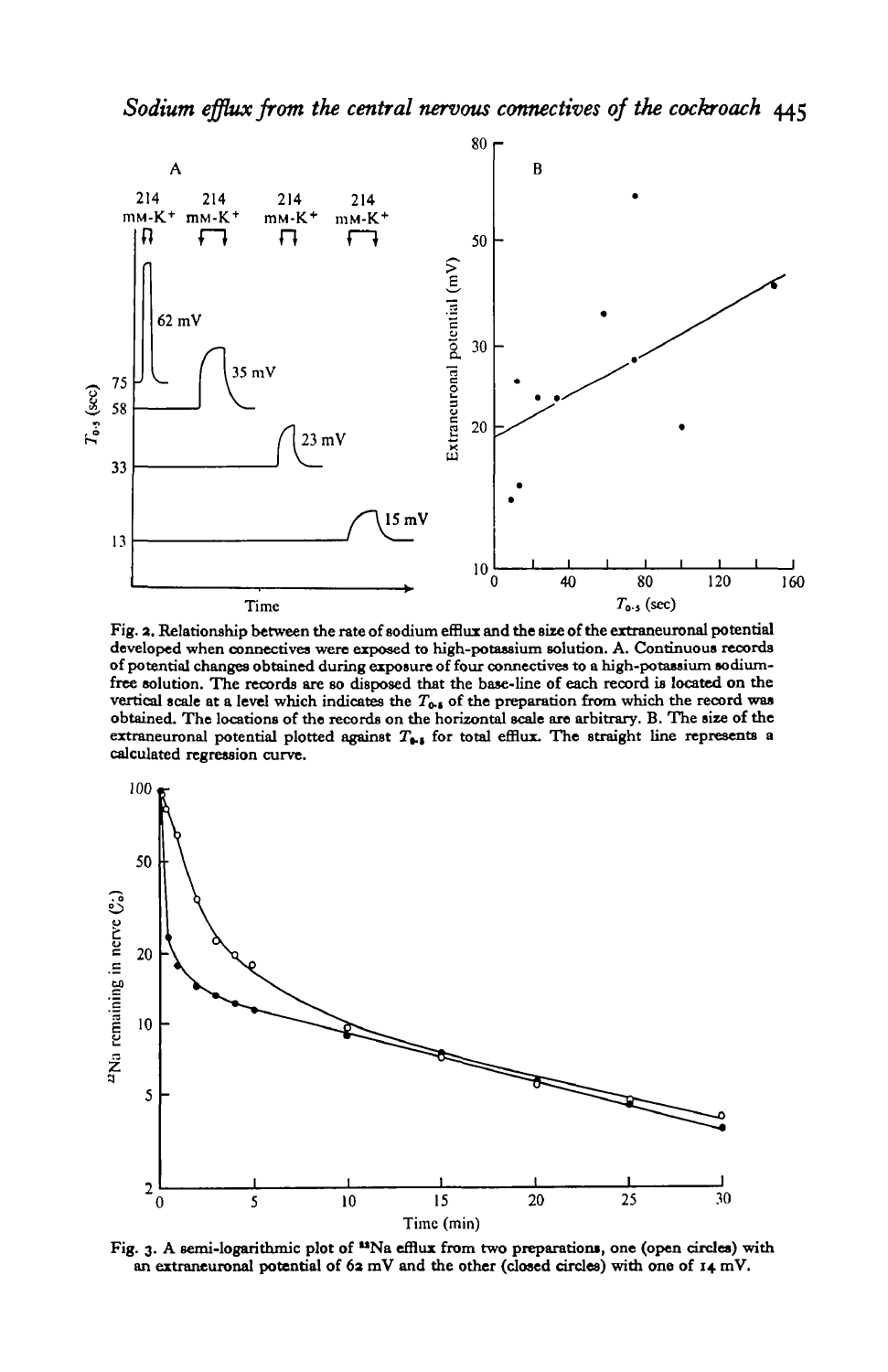Fig. 2. Relationship between the rate of sodium efflux and the size of the extraneuronal potential developed when connectives were exposed to high-potassium solution. A. Continuous records of potential changes obtained during exposure of four connectives to a high-potassium sodium-free solution. The records are so disposed that the base-line of each record is located on the vertical scale at a level which indicates the $T_{0.5}$ of the preparation from which the record was obtained. The locations of the records on the horizontal scale are arbitrary. B. The size of the extraneuronal potential plotted against $T_{0.5}$ for total efflux. The straight line represents a calculated regression curve.

Fig. 3. A semi-logarithmic plot of $^{22}Na$ efflux from two preparations, one (open circles) with an extraneuronal potential of 62 mV and the other (closed circles) with one of 14 mV.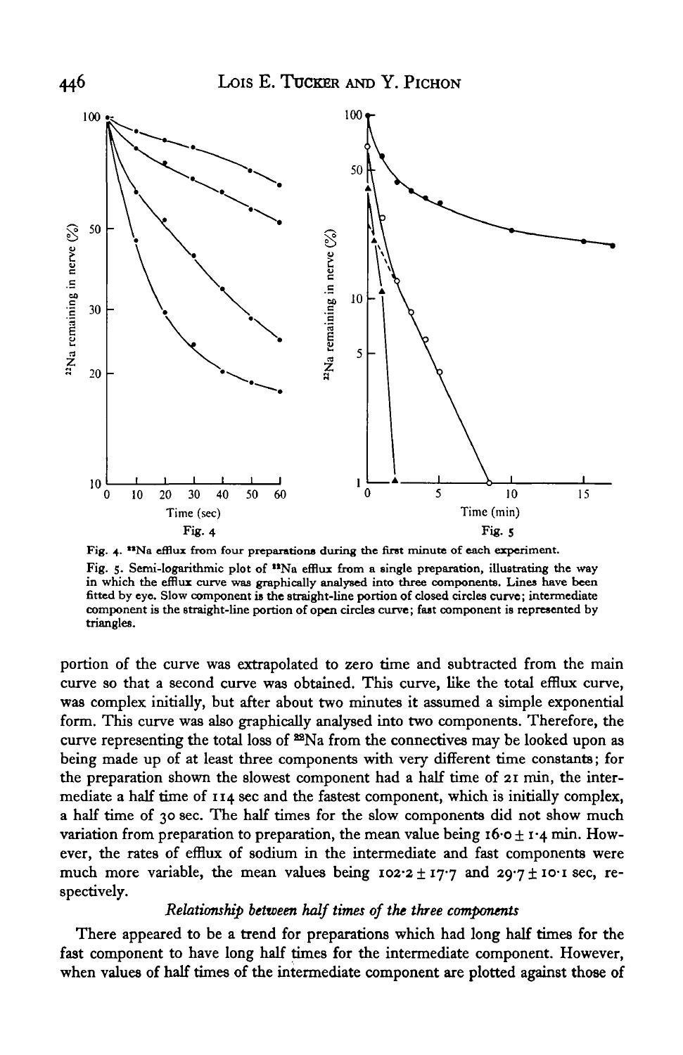Fig. 4. $^{22}$Na efflux from four preparations during the first minute of each experiment.

Fig. 5. Semi-logarithmic plot of $^{22}$Na efflux from a single preparation, illustrating the way in which the efflux curve was graphically analysed into three components. Lines have been fitted by eye. Slow component is the straight-line portion of closed circles curve; intermediate component is the straight-line portion of open circles curve; fast component is represented by triangles.

portion of the curve was extrapolated to zero time and subtracted from the main curve so that a second curve was obtained. This curve, like the total efflux curve, was complex initially, but after about two minutes it assumed a simple exponential form. This curve was also graphically analysed into two components. Therefore, the curve representing the total loss of $^{22}$Na from the connectives may be looked upon as being made up of at least three components with very different time constants; for the preparation shown the slowest component had a half time of 21 min, the intermediate a half time of 114 sec and the fastest component, which is initially complex, a half time of 30 sec. The half times for the slow components did not show much variation from preparation to preparation, the mean value being $16 \cdot 0 \pm 1 \cdot 4$ min. However, the rates of efflux of sodium in the intermediate and fast components were much more variable, the mean values being $102 \cdot 2 \pm 17 \cdot 7$ and $29 \cdot 7 \pm 10 \cdot 1$ sec, respectively.

### *Relationship between half times of the three components*

There appeared to be a trend for preparations which had long half times for the fast component to have long half times for the intermediate component. However, when values of half times of the intermediate component are plotted against those of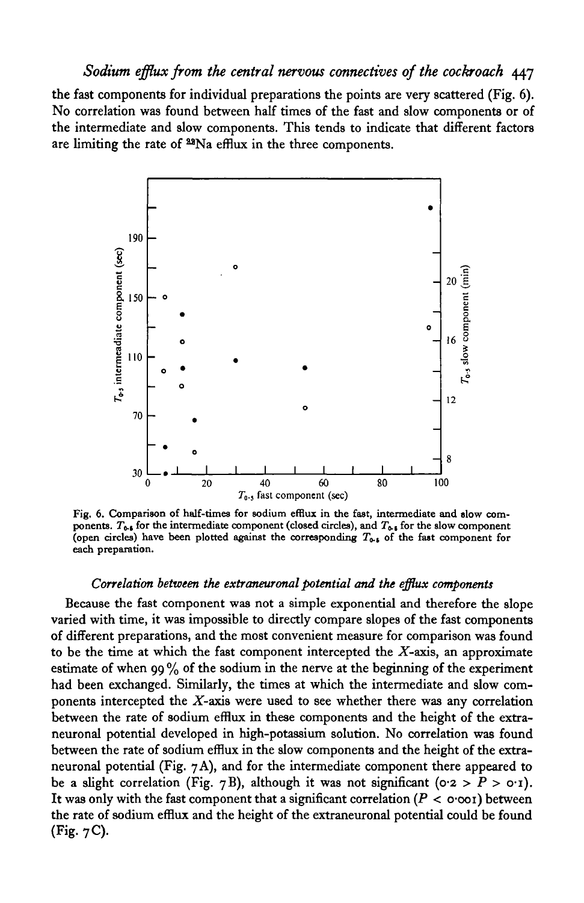the fast components for individual preparations the points are very scattered (Fig. 6). No correlation was found between half times of the fast and slow components or of the intermediate and slow components. This tends to indicate that different factors are limiting the rate of $^{22}Na$ efflux in the three components.

Fig. 6. Comparison of half-times for sodium efflux in the fast, intermediate and slow components. $T_{0.5}$ for the intermediate component (closed circles), and $T_{0.5}$ for the slow component (open circles) have been plotted against the corresponding $T_{0.5}$ of the fast component for each preparation.

### *Correlation between the extraneuronal potential and the efflux components*

Because the fast component was not a simple exponential and therefore the slope varied with time, it was impossible to directly compare slopes of the fast components of different preparations, and the most convenient measure for comparison was found to be the time at which the fast component intercepted the $X$-axis, an approximate estimate of when 99 % of the sodium in the nerve at the beginning of the experiment had been exchanged. Similarly, the times at which the intermediate and slow components intercepted the $X$-axis were used to see whether there was any correlation between the rate of sodium efflux in these components and the height of the extraneuronal potential developed in high-potassium solution. No correlation was found between the rate of sodium efflux in the slow components and the height of the extraneuronal potential (Fig. 7A), and for the intermediate component there appeared to be a slight correlation (Fig. 7B), although it was not significant ($0.2 > P > 0.1$). It was only with the fast component that a significant correlation ($P < 0.001$) between the rate of sodium efflux and the height of the extraneuronal potential could be found (Fig. 7C).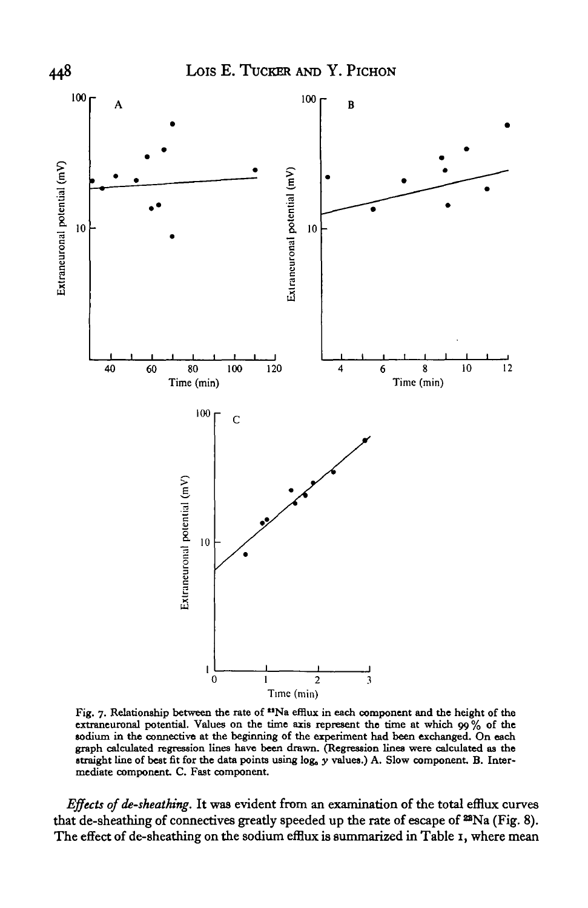Fig. 7. Relationship between the rate of $^{22}Na$ efflux in each component and the height of the extraneuronal potential. Values on the time axis represent the time at which 99 % of the sodium in the connective at the beginning of the experiment had been exchanged. On each graph calculated regression lines have been drawn. (Regression lines were calculated as the straight line of best fit for the data points using $\log_e y$ values.) A. Slow component. B. Intermediate component. C. Fast component.

*Effects of de-sheathing.* It was evident from an examination of the total efflux curves that de-sheathing of connectives greatly speeded up the rate of escape of $^{22}Na$ (Fig. 8). The effect of de-sheathing on the sodium efflux is summarized in Table 1, where mean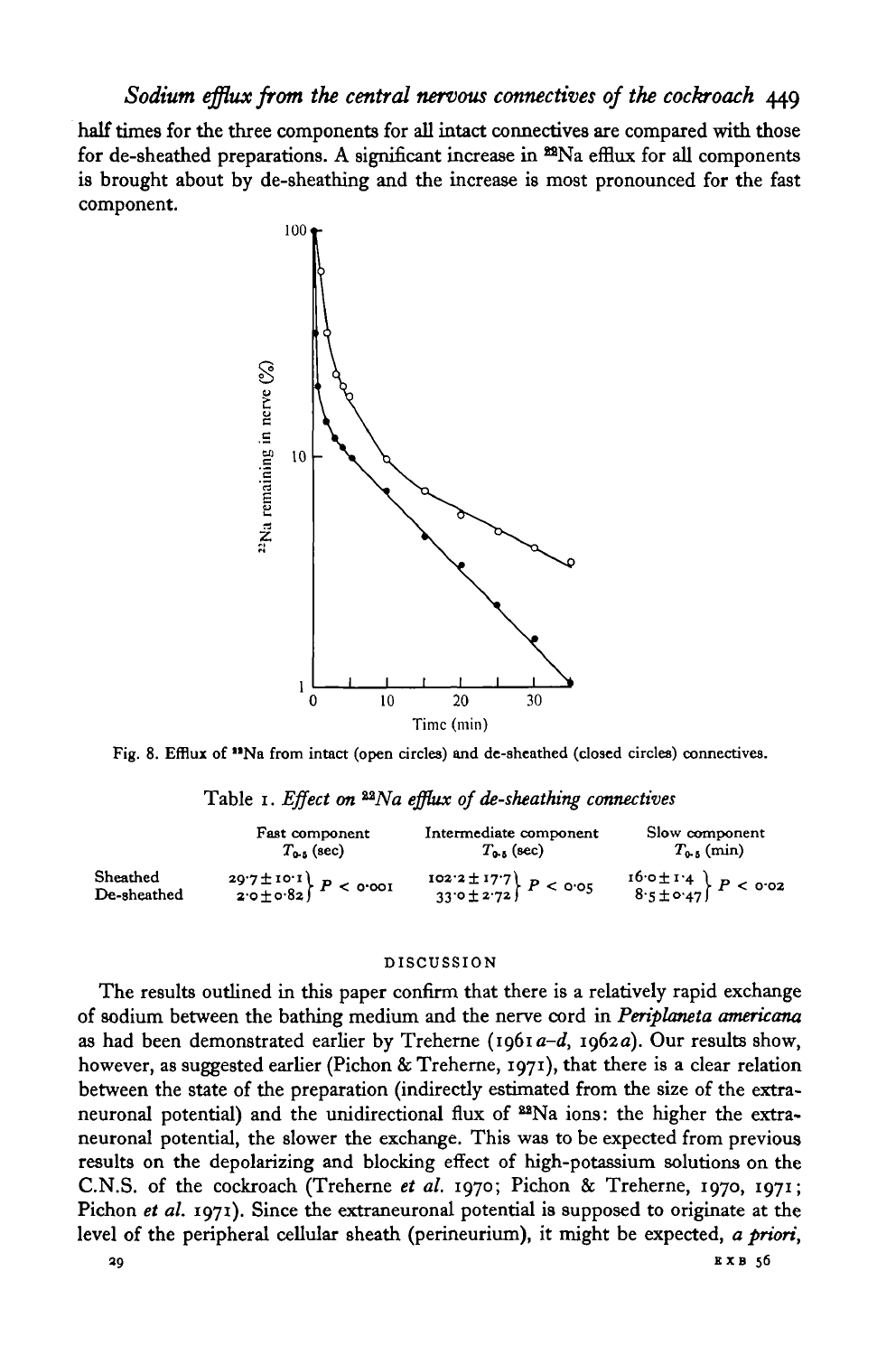half times for the three components for all intact connectives are compared with those for de-sheathed preparations. A significant increase in $^{22}$Na efflux for all components is brought about by de-sheathing and the increase is most pronounced for the fast component.

Fig. 8. Efflux of $^{22}$Na from intact (open circles) and de-sheathed (closed circles) connectives.

Table 1. *Effect on $^{22}$Na efflux of de-sheathing connectives*

| | Fast component $T_{0.5}$ (sec) | | Intermediate component $T_{0.5}$ (sec) | | Slow component $T_{0.5}$ (min) | |
|---|---|---|---|---|---|---|
| Sheathed | $29.7 \pm 10.1$ | $P < 0.001$ | $102.2 \pm 17.7$ | $P < 0.05$ | $16.0 \pm 1.4$ | $P < 0.02$ |
| De-sheathed | $2.0 \pm 0.82$ | | $33.0 \pm 2.72$ | | $8.5 \pm 0.47$ | |

## DISCUSSION

The results outlined in this paper confirm that there is a relatively rapid exchange of sodium between the bathing medium and the nerve cord in *Periplaneta americana* as had been demonstrated earlier by Treherne (1961*a–d*, 1962*a*). Our results show, however, as suggested earlier (Pichon & Treherne, 1971), that there is a clear relation between the state of the preparation (indirectly estimated from the size of the extraneuronal potential) and the unidirectional flux of $^{22}$Na ions: the higher the extraneuronal potential, the slower the exchange. This was to be expected from previous results on the depolarizing and blocking effect of high-potassium solutions on the C.N.S. of the cockroach (Treherne *et al.* 1970; Pichon & Treherne, 1970, 1971; Pichon *et al.* 1971). Since the extraneuronal potential is supposed to originate at the level of the peripheral cellular sheath (perineurium), it might be expected, *a priori*,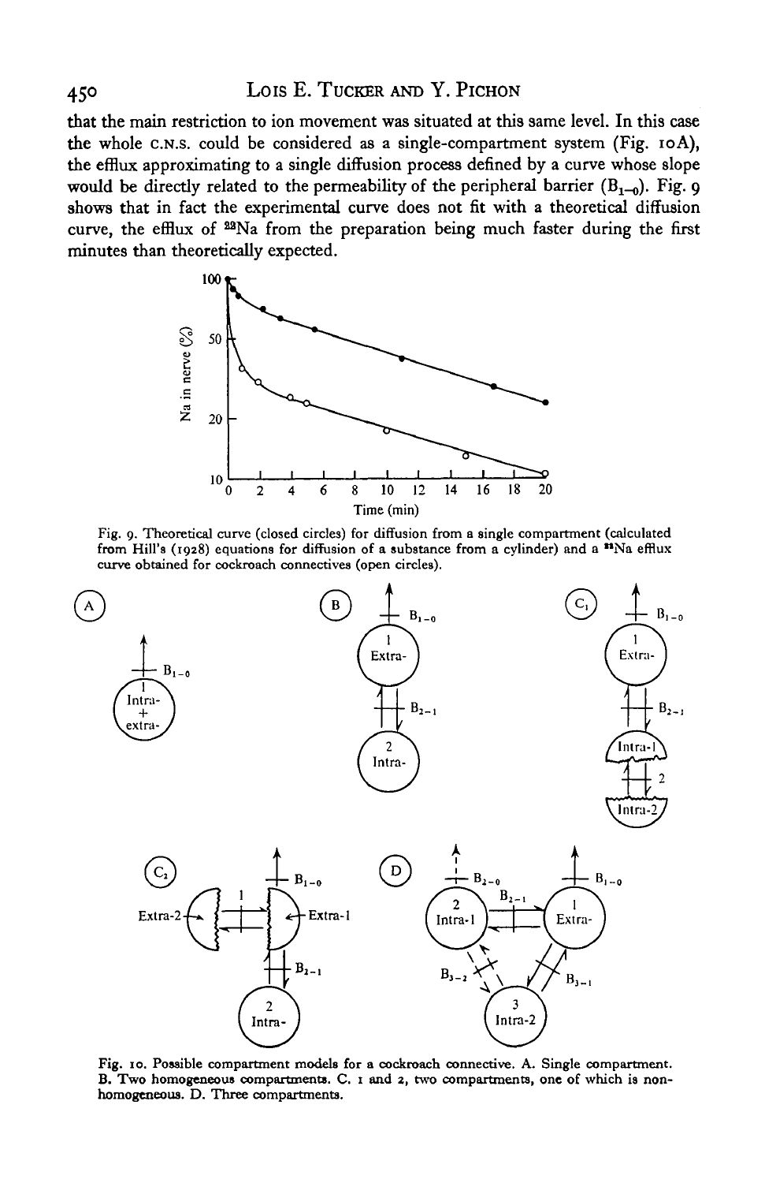that the main restriction to ion movement was situated at this same level. In this case the whole C.N.S. could be considered as a single-compartment system (Fig. 10A), the efflux approximating to a single diffusion process defined by a curve whose slope would be directly related to the permeability of the peripheral barrier ($B_{1-0}$). Fig. 9 shows that in fact the experimental curve does not fit with a theoretical diffusion curve, the efflux of $^{22}$Na from the preparation being much faster during the first minutes than theoretically expected.

Fig. 9. Theoretical curve (closed circles) for diffusion from a single compartment (calculated from Hill's (1928) equations for diffusion of a substance from a cylinder) and a $^{22}$Na efflux curve obtained for cockroach connectives (open circles).

Fig. 10. Possible compartment models for a cockroach connective. A. Single compartment. B. Two homogeneous compartments. C. 1 and 2, two compartments, one of which is non-homogeneous. D. Three compartments.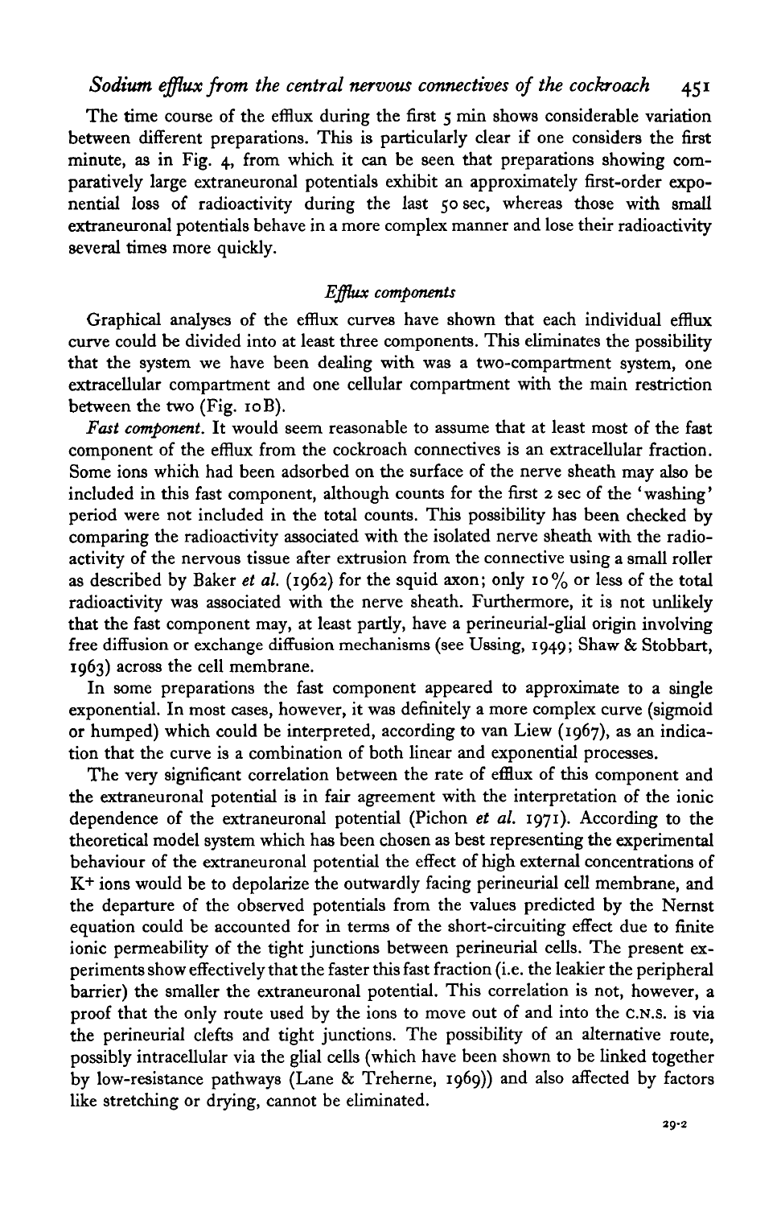The time course of the efflux during the first 5 min shows considerable variation between different preparations. This is particularly clear if one considers the first minute, as in Fig. 4, from which it can be seen that preparations showing comparatively large extraneuronal potentials exhibit an approximately first-order exponential loss of radioactivity during the last 50 sec, whereas those with small extraneuronal potentials behave in a more complex manner and lose their radioactivity several times more quickly.

### *Efflux components*

Graphical analyses of the efflux curves have shown that each individual efflux curve could be divided into at least three components. This eliminates the possibility that the system we have been dealing with was a two-compartment system, one extracellular compartment and one cellular compartment with the main restriction between the two (Fig. 10B).

*Fast component.* It would seem reasonable to assume that at least most of the fast component of the efflux from the cockroach connectives is an extracellular fraction. Some ions which had been adsorbed on the surface of the nerve sheath may also be included in this fast component, although counts for the first 2 sec of the 'washing' period were not included in the total counts. This possibility has been checked by comparing the radioactivity associated with the isolated nerve sheath with the radioactivity of the nervous tissue after extrusion from the connective using a small roller as described by Baker *et al.* (1962) for the squid axon; only 10% or less of the total radioactivity was associated with the nerve sheath. Furthermore, it is not unlikely that the fast component may, at least partly, have a perineurial-glial origin involving free diffusion or exchange diffusion mechanisms (see Ussing, 1949; Shaw & Stobbart, 1963) across the cell membrane.

In some preparations the fast component appeared to approximate to a single exponential. In most cases, however, it was definitely a more complex curve (sigmoid or humped) which could be interpreted, according to van Liew (1967), as an indication that the curve is a combination of both linear and exponential processes.

The very significant correlation between the rate of efflux of this component and the extraneuronal potential is in fair agreement with the interpretation of the ionic dependence of the extraneuronal potential (Pichon *et al.* 1971). According to the theoretical model system which has been chosen as best representing the experimental behaviour of the extraneuronal potential the effect of high external concentrations of $K^+$ ions would be to depolarize the outwardly facing perineurial cell membrane, and the departure of the observed potentials from the values predicted by the Nernst equation could be accounted for in terms of the short-circuiting effect due to finite ionic permeability of the tight junctions between perineurial cells. The present experiments show effectively that the faster this fast fraction (i.e. the leakier the peripheral barrier) the smaller the extraneuronal potential. This correlation is not, however, a proof that the only route used by the ions to move out of and into the C.N.S. is via the perineurial clefts and tight junctions. The possibility of an alternative route, possibly intracellular via the glial cells (which have been shown to be linked together by low-resistance pathways (Lane & Treherne, 1969)) and also affected by factors like stretching or drying, cannot be eliminated.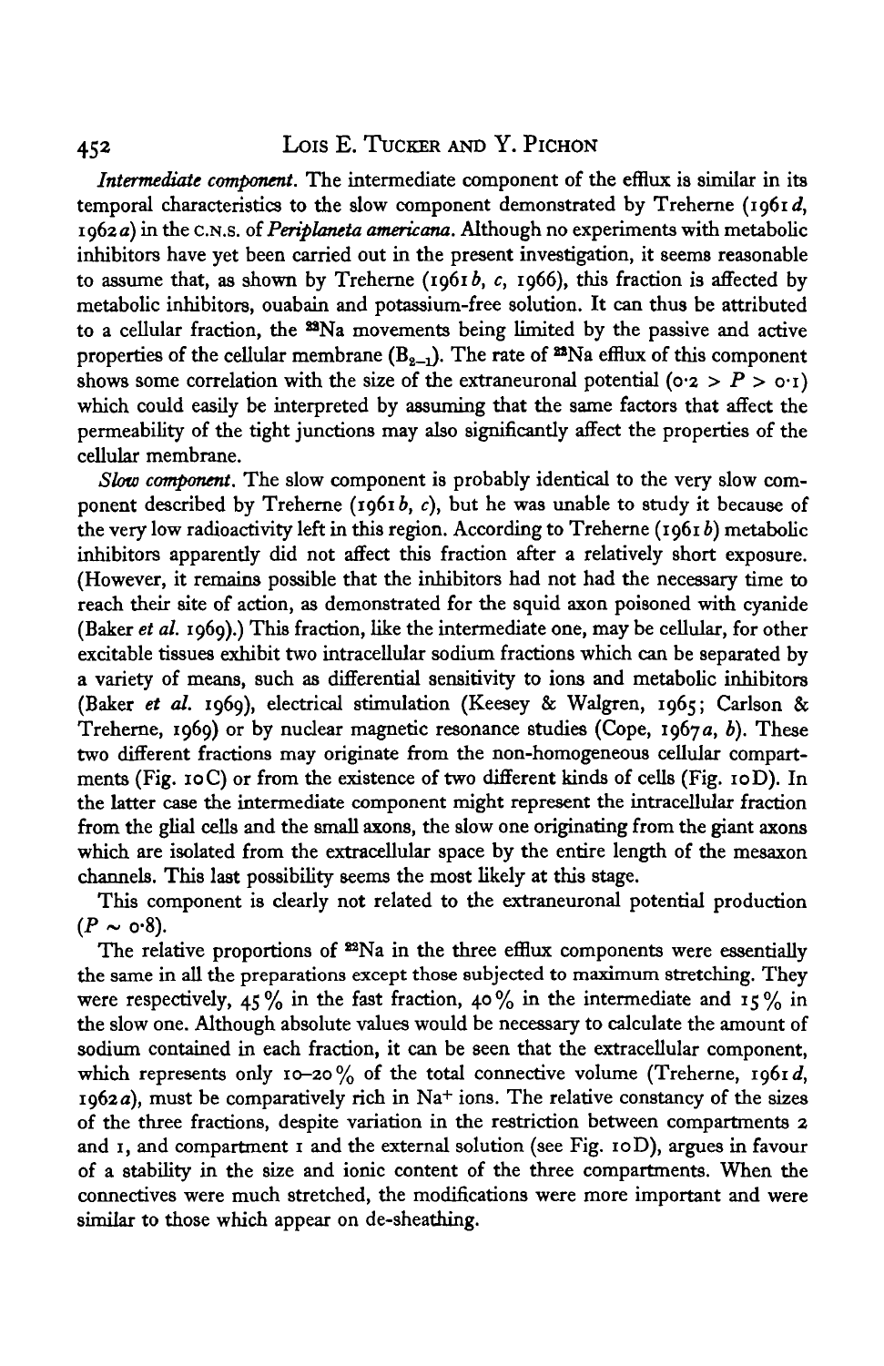*Intermediate component.* The intermediate component of the efflux is similar in its temporal characteristics to the slow component demonstrated by Treherne (1961 *d*, 1962 *a*) in the C.N.S. of *Periplaneta americana*. Although no experiments with metabolic inhibitors have yet been carried out in the present investigation, it seems reasonable to assume that, as shown by Treherne (1961 *b*, *c*, 1966), this fraction is affected by metabolic inhibitors, ouabain and potassium-free solution. It can thus be attributed to a cellular fraction, the $^{22}Na$ movements being limited by the passive and active properties of the cellular membrane ($B_{2-1}$). The rate of $^{22}Na$ efflux of this component shows some correlation with the size of the extraneuronal potential ($0.2 > P > 0.1$) which could easily be interpreted by assuming that the same factors that affect the permeability of the tight junctions may also significantly affect the properties of the cellular membrane.

*Slow component.* The slow component is probably identical to the very slow component described by Treherne (1961 *b*, *c*), but he was unable to study it because of the very low radioactivity left in this region. According to Treherne (1961 *b*) metabolic inhibitors apparently did not affect this fraction after a relatively short exposure. (However, it remains possible that the inhibitors had not had the necessary time to reach their site of action, as demonstrated for the squid axon poisoned with cyanide (Baker *et al.* 1969).) This fraction, like the intermediate one, may be cellular, for other excitable tissues exhibit two intracellular sodium fractions which can be separated by a variety of means, such as differential sensitivity to ions and metabolic inhibitors (Baker *et al.* 1969), electrical stimulation (Keesey & Walgren, 1965; Carlson & Treherne, 1969) or by nuclear magnetic resonance studies (Cope, 1967 *a*, *b*). These two different fractions may originate from the non-homogeneous cellular compartments (Fig. 10C) or from the existence of two different kinds of cells (Fig. 10D). In the latter case the intermediate component might represent the intracellular fraction from the glial cells and the small axons, the slow one originating from the giant axons which are isolated from the extracellular space by the entire length of the mesaxon channels. This last possibility seems the most likely at this stage.

This component is clearly not related to the extraneuronal potential production ($P \sim 0.8$).

The relative proportions of $^{22}Na$ in the three efflux components were essentially the same in all the preparations except those subjected to maximum stretching. They were respectively, 45% in the fast fraction, 40% in the intermediate and 15% in the slow one. Although absolute values would be necessary to calculate the amount of sodium contained in each fraction, it can be seen that the extracellular component, which represents only 10–20% of the total connective volume (Treherne, 1961 *d*, 1962 *a*), must be comparatively rich in $Na^{+}$ ions. The relative constancy of the sizes of the three fractions, despite variation in the restriction between compartments 2 and 1, and compartment 1 and the external solution (see Fig. 10D), argues in favour of a stability in the size and ionic content of the three compartments. When the connectives were much stretched, the modifications were more important and were similar to those which appear on de-sheathing.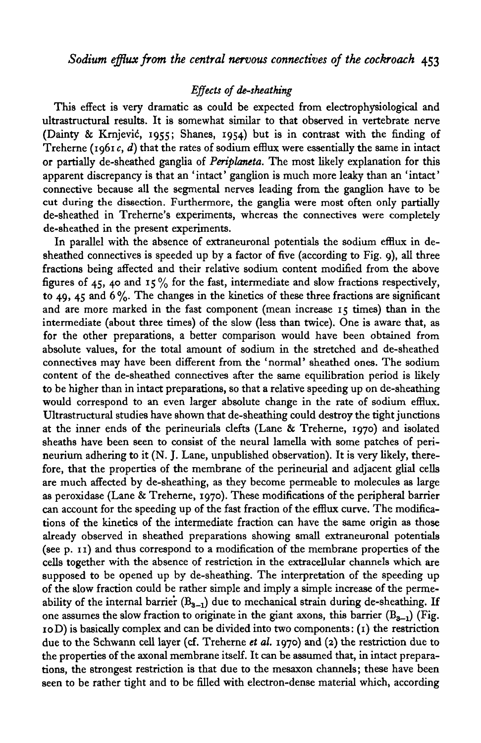### *Effects of de-sheathing*

This effect is very dramatic as could be expected from electrophysiological and ultrastructural results. It is somewhat similar to that observed in vertebrate nerve (Dainty & Krnjević, 1955; Shanes, 1954) but is in contrast with the finding of Treherne (1961 *c*, *d*) that the rates of sodium efflux were essentially the same in intact or partially de-sheathed ganglia of *Periplaneta*. The most likely explanation for this apparent discrepancy is that an 'intact' ganglion is much more leaky than an 'intact' connective because all the segmental nerves leading from the ganglion have to be cut during the dissection. Furthermore, the ganglia were most often only partially de-sheathed in Treherne's experiments, whereas the connectives were completely de-sheathed in the present experiments.

In parallel with the absence of extraneuronal potentials the sodium efflux in de-sheathed connectives is speeded up by a factor of five (according to Fig. 9), all three fractions being affected and their relative sodium content modified from the above figures of 45, 40 and 15% for the fast, intermediate and slow fractions respectively, to 49, 45 and 6%. The changes in the kinetics of these three fractions are significant and are more marked in the fast component (mean increase 15 times) than in the intermediate (about three times) of the slow (less than twice). One is aware that, as for the other preparations, a better comparison would have been obtained from absolute values, for the total amount of sodium in the stretched and de-sheathed connectives may have been different from the 'normal' sheathed ones. The sodium content of the de-sheathed connectives after the same equilibration period is likely to be higher than in intact preparations, so that a relative speeding up on de-sheathing would correspond to an even larger absolute change in the rate of sodium efflux. Ultrastructural studies have shown that de-sheathing could destroy the tight junctions at the inner ends of the perineurials clefts (Lane & Treherne, 1970) and isolated sheaths have been seen to consist of the neural lamella with some patches of perineurium adhering to it (N. J. Lane, unpublished observation). It is very likely, therefore, that the properties of the membrane of the perineurial and adjacent glial cells are much affected by de-sheathing, as they become permeable to molecules as large as peroxidase (Lane & Treherne, 1970). These modifications of the peripheral barrier can account for the speeding up of the fast fraction of the efflux curve. The modifications of the kinetics of the intermediate fraction can have the same origin as those already observed in sheathed preparations showing small extraneuronal potentials (see p. 11) and thus correspond to a modification of the membrane properties of the cells together with the absence of restriction in the extracellular channels which are supposed to be opened up by de-sheathing. The interpretation of the speeding up of the slow fraction could be rather simple and imply a simple increase of the permeability of the internal barrier ($B_{3-1}$) due to mechanical strain during de-sheathing. If one assumes the slow fraction to originate in the giant axons, this barrier ($B_{3-1}$) (Fig. 10D) is basically complex and can be divided into two components: (1) the restriction due to the Schwann cell layer (cf. Treherne *et al.* 1970) and (2) the restriction due to the properties of the axonal membrane itself. It can be assumed that, in intact preparations, the strongest restriction is that due to the mesaxon channels; these have been seen to be rather tight and to be filled with electron-dense material which, according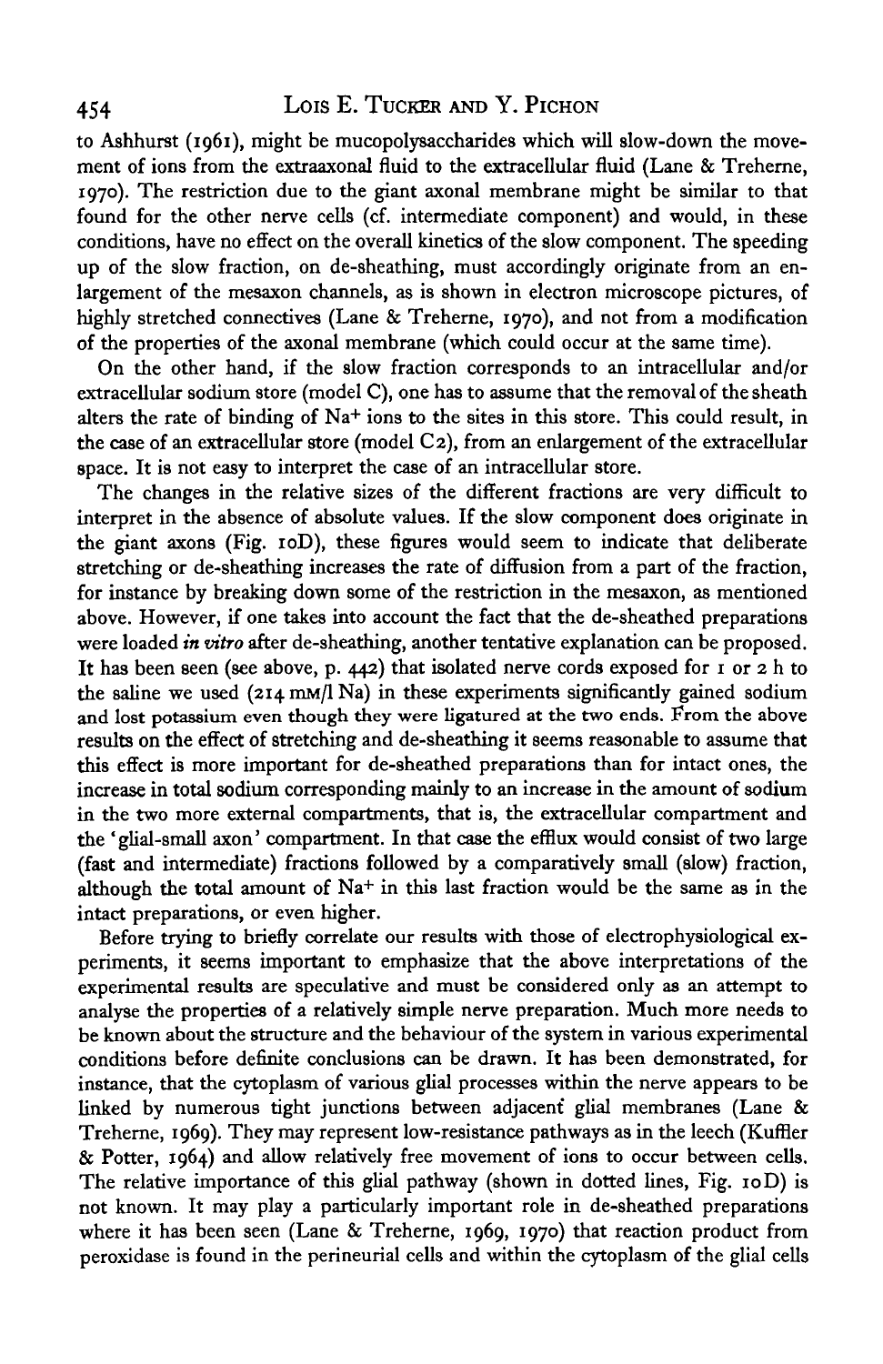to Ashhurst (1961), might be mucopolysaccharides which will slow-down the movement of ions from the extraaxonal fluid to the extracellular fluid (Lane & Treherne, 1970). The restriction due to the giant axonal membrane might be similar to that found for the other nerve cells (cf. intermediate component) and would, in these conditions, have no effect on the overall kinetics of the slow component. The speeding up of the slow fraction, on de-sheathing, must accordingly originate from an enlargement of the mesaxon channels, as is shown in electron microscope pictures, of highly stretched connectives (Lane & Treherne, 1970), and not from a modification of the properties of the axonal membrane (which could occur at the same time).

On the other hand, if the slow fraction corresponds to an intracellular and/or extracellular sodium store (model C), one has to assume that the removal of the sheath alters the rate of binding of $Na^+$ ions to the sites in this store. This could result, in the case of an extracellular store (model C2), from an enlargement of the extracellular space. It is not easy to interpret the case of an intracellular store.

The changes in the relative sizes of the different fractions are very difficult to interpret in the absence of absolute values. If the slow component does originate in the giant axons (Fig. 10D), these figures would seem to indicate that deliberate stretching or de-sheathing increases the rate of diffusion from a part of the fraction, for instance by breaking down some of the restriction in the mesaxon, as mentioned above. However, if one takes into account the fact that the de-sheathed preparations were loaded *in vitro* after de-sheathing, another tentative explanation can be proposed. It has been seen (see above, p. 442) that isolated nerve cords exposed for 1 or 2 h to the saline we used (214 mM/l Na) in these experiments significantly gained sodium and lost potassium even though they were ligatured at the two ends. From the above results on the effect of stretching and de-sheathing it seems reasonable to assume that this effect is more important for de-sheathed preparations than for intact ones, the increase in total sodium corresponding mainly to an increase in the amount of sodium in the two more external compartments, that is, the extracellular compartment and the 'glial-small axon' compartment. In that case the efflux would consist of two large (fast and intermediate) fractions followed by a comparatively small (slow) fraction, although the total amount of $Na^+$ in this last fraction would be the same as in the intact preparations, or even higher.

Before trying to briefly correlate our results with those of electrophysiological experiments, it seems important to emphasize that the above interpretations of the experimental results are speculative and must be considered only as an attempt to analyse the properties of a relatively simple nerve preparation. Much more needs to be known about the structure and the behaviour of the system in various experimental conditions before definite conclusions can be drawn. It has been demonstrated, for instance, that the cytoplasm of various glial processes within the nerve appears to be linked by numerous tight junctions between adjacent glial membranes (Lane & Treherne, 1969). They may represent low-resistance pathways as in the leech (Kuffler & Potter, 1964) and allow relatively free movement of ions to occur between cells. The relative importance of this glial pathway (shown in dotted lines, Fig. 10D) is not known. It may play a particularly important role in de-sheathed preparations where it has been seen (Lane & Treherne, 1969, 1970) that reaction product from peroxidase is found in the perineurial cells and within the cytoplasm of the glial cells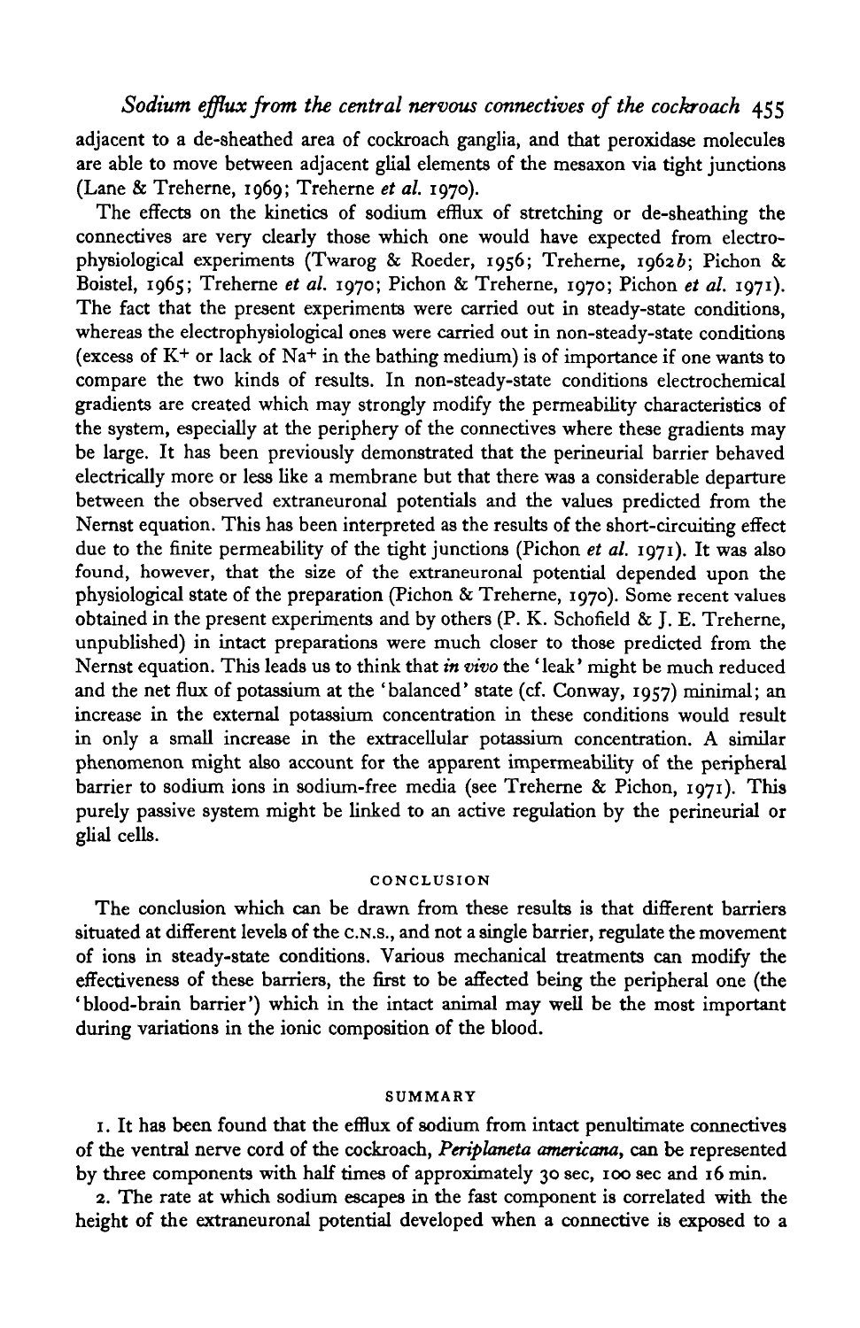adjacent to a de-sheathed area of cockroach ganglia, and that peroxidase molecules are able to move between adjacent glial elements of the mesaxon via tight junctions (Lane & Treherne, 1969; Treherne *et al.* 1970).

The effects on the kinetics of sodium efflux of stretching or de-sheathing the connectives are very clearly those which one would have expected from electrophysiological experiments (Twarog & Roeder, 1956; Treherne, 1962*b*; Pichon & Boistel, 1965; Treherne *et al.* 1970; Pichon & Treherne, 1970; Pichon *et al.* 1971). The fact that the present experiments were carried out in steady-state conditions, whereas the electrophysiological ones were carried out in non-steady-state conditions (excess of $K^+$ or lack of $Na^+$ in the bathing medium) is of importance if one wants to compare the two kinds of results. In non-steady-state conditions electrochemical gradients are created which may strongly modify the permeability characteristics of the system, especially at the periphery of the connectives where these gradients may be large. It has been previously demonstrated that the perineurial barrier behaved electrically more or less like a membrane but that there was a considerable departure between the observed extraneuronal potentials and the values predicted from the Nernst equation. This has been interpreted as the results of the short-circuiting effect due to the finite permeability of the tight junctions (Pichon *et al.* 1971). It was also found, however, that the size of the extraneuronal potential depended upon the physiological state of the preparation (Pichon & Treherne, 1970). Some recent values obtained in the present experiments and by others (P. K. Schofield & J. E. Treherne, unpublished) in intact preparations were much closer to those predicted from the Nernst equation. This leads us to think that *in vivo* the 'leak' might be much reduced and the net flux of potassium at the 'balanced' state (cf. Conway, 1957) minimal; an increase in the external potassium concentration in these conditions would result in only a small increase in the extracellular potassium concentration. A similar phenomenon might also account for the apparent impermeability of the peripheral barrier to sodium ions in sodium-free media (see Treherne & Pichon, 1971). This purely passive system might be linked to an active regulation by the perineurial or glial cells.

## CONCLUSION

The conclusion which can be drawn from these results is that different barriers situated at different levels of the C.N.S., and not a single barrier, regulate the movement of ions in steady-state conditions. Various mechanical treatments can modify the effectiveness of these barriers, the first to be affected being the peripheral one (the 'blood-brain barrier') which in the intact animal may well be the most important during variations in the ionic composition of the blood.

## SUMMARY

1. It has been found that the efflux of sodium from intact penultimate connectives of the ventral nerve cord of the cockroach, *Periplaneta americana*, can be represented by three components with half times of approximately 30 sec, 100 sec and 16 min.

2. The rate at which sodium escapes in the fast component is correlated with the height of the extraneuronal potential developed when a connective is exposed to a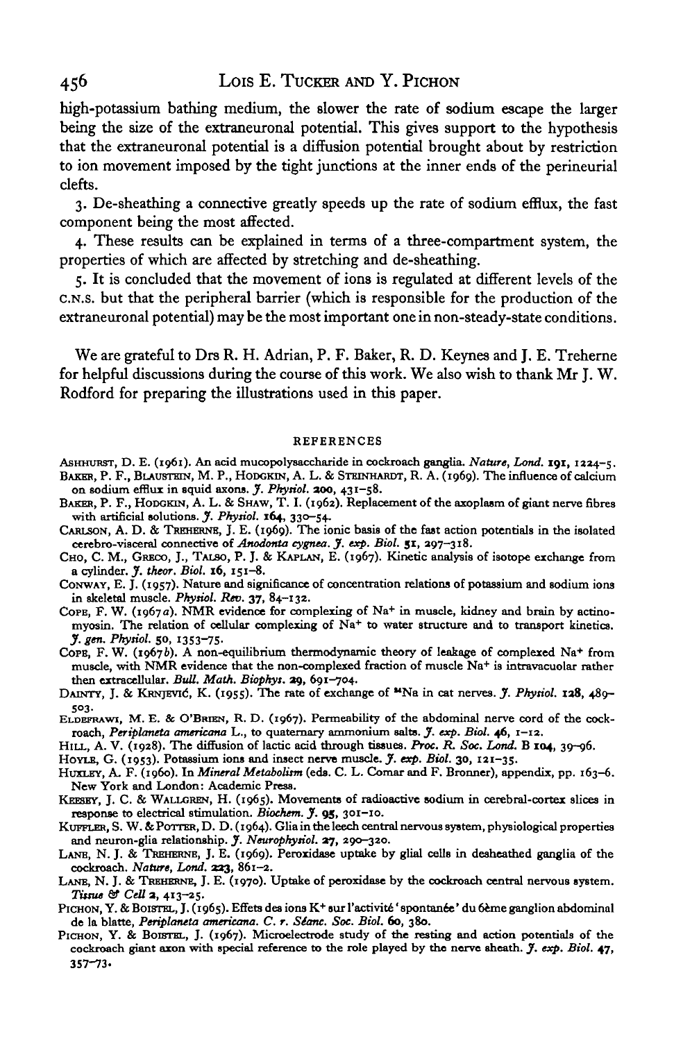high-potassium bathing medium, the slower the rate of sodium escape the larger being the size of the extraneuronal potential. This gives support to the hypothesis that the extraneuronal potential is a diffusion potential brought about by restriction to ion movement imposed by the tight junctions at the inner ends of the perineurial clefts.

3. De-sheathing a connective greatly speeds up the rate of sodium efflux, the fast component being the most affected.

4. These results can be explained in terms of a three-compartment system, the properties of which are affected by stretching and de-sheathing.

5. It is concluded that the movement of ions is regulated at different levels of the C.N.S. but that the peripheral barrier (which is responsible for the production of the extraneuronal potential) may be the most important one in non-steady-state conditions.

We are grateful to Drs R. H. Adrian, P. F. Baker, R. D. Keynes and J. E. Treherne for helpful discussions during the course of this work. We also wish to thank Mr J. W. Rodford for preparing the illustrations used in this paper.

## REFERENCES

ASHHURST, D. E. (1961). An acid mucopolysaccharide in cockroach ganglia. *Nature, Lond.* **191**, 1224–5.

BAKER, P. F., BLAUSTEIN, M. P., HODGKIN, A. L. & STEINHARDT, R. A. (1969). The influence of calcium on sodium efflux in squid axons. *J. Physiol.* **200**, 431–58.

BAKER, P. F., HODGKIN, A. L. & SHAW, T. I. (1962). Replacement of the axoplasm of giant nerve fibres with artificial solutions. *J. Physiol.* **164**, 330–54.

CARLSON, A. D. & TREHERNE, J. E. (1969). The ionic basis of the fast action potentials in the isolated cerebro-visceral connective of *Anodonta cygnea*. *J. exp. Biol.* **51**, 297–318.

CHO, C. M., GRECO, J., TALSO, P. J. & KAPLAN, E. (1967). Kinetic analysis of isotope exchange from a cylinder. *J. theor. Biol.* **16**, 151–8.

CONWAY, E. J. (1957). Nature and significance of concentration relations of potassium and sodium ions in skeletal muscle. *Physiol. Rev.* **37**, 84–132.

COPE, F. W. (1967*a*). NMR evidence for complexing of $Na^{+}$ in muscle, kidney and brain by actinomyosin. The relation of cellular complexing of $Na^{+}$ to water structure and to transport kinetics. *J. gen. Physiol.* **50**, 1353–75.

COPE, F. W. (1967*b*). A non-equilibrium thermodynamic theory of leakage of complexed $Na^{+}$ from muscle, with NMR evidence that the non-complexed fraction of muscle $Na^{+}$ is intravacuolar rather then extracellular. *Bull. Math. Biophys.* **29**, 691–704.

DAINTY, J. & KRNJEVIĆ, K. (1955). The rate of exchange of $^{24}Na$ in cat nerves. *J. Physiol.* **128**, 489–503.

ELDEFRAWI, M. E. & O'BRIEN, R. D. (1967). Permeability of the abdominal nerve cord of the cockroach, *Periplaneta americana* L., to quaternary ammonium salts. *J. exp. Biol.* **46**, 1–12.

HILL, A. V. (1928). The diffusion of lactic acid through tissues. *Proc. R. Soc. Lond.* B **104**, 39–96.

HOYLE, G. (1953). Potassium ions and insect nerve muscle. *J. exp. Biol.* **30**, 121–35.

HUXLEY, A. F. (1960). In *Mineral Metabolism* (eds. C. L. Comar and F. Bronner), appendix, pp. 163–6. New York and London: Academic Press.

KEESEY, J. C. & WALLGREN, H. (1965). Movements of radioactive sodium in cerebral-cortex slices in response to electrical stimulation. *Biochem. J.* **95**, 301–10.

KUFFLER, S. W. & POTTER, D. D. (1964). Glia in the leech central nervous system, physiological properties and neuron-glia relationship. *J. Neurophysiol.* **27**, 290–320.

LANE, N. J. & TREHERNE, J. E. (1969). Peroxidase uptake by glial cells in desheathed ganglia of the cockroach. *Nature, Lond.* **223**, 861–2.

LANE, N. J. & TREHERNE, J. E. (1970). Uptake of peroxidase by the cockroach central nervous system. *Tissue & Cell* **2**, 413–25.

PICHON, Y. & BOISTEL, J. (1965). Effets des ions $K^{+}$ sur l'activité 'spontanée' du 6ème ganglion abdominal de la blatte, *Periplaneta americana*. *C. r. Séanc. Soc. Biol.* **60**, 380.

PICHON, Y. & BOISTEL, J. (1967). Microelectrode study of the resting and action potentials of the cockroach giant axon with special reference to the role played by the nerve sheath. *J. exp. Biol.* **47**, 357–73.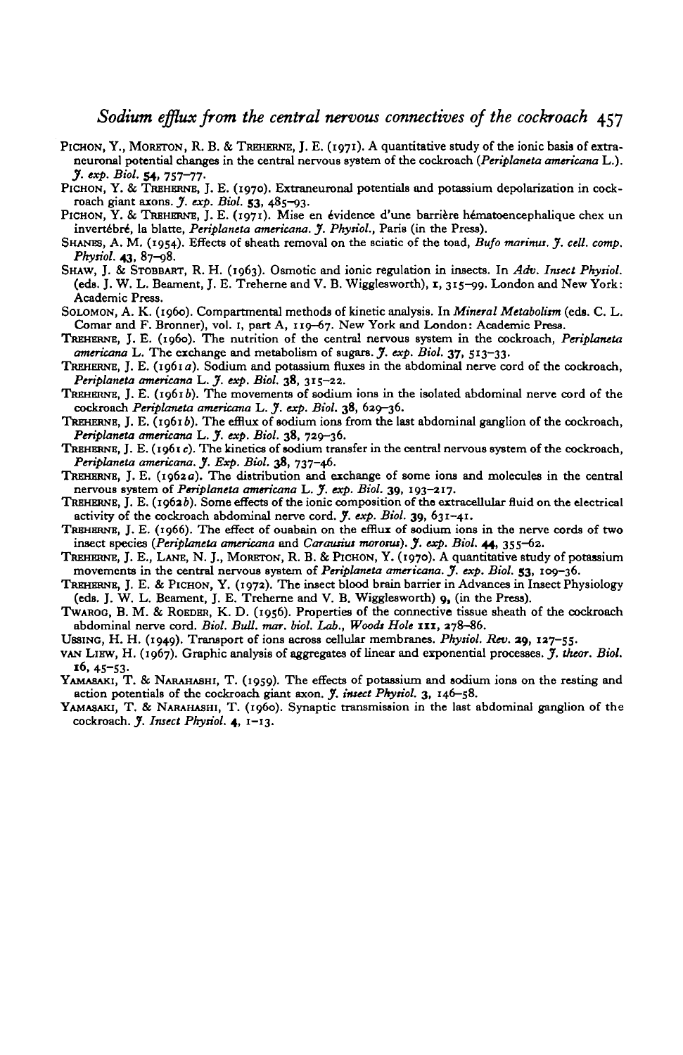PICHON, Y., MORETON, R. B. & TREHERNE, J. E. (1971). A quantitative study of the ionic basis of extraneuronal potential changes in the central nervous system of the cockroach (*Periplaneta americana* L.). *J. exp. Biol.* **54**, 757–77.

PICHON, Y. & TREHERNE, J. E. (1970). Extraneuronal potentials and potassium depolarization in cockroach giant axons. *J. exp. Biol.* **53**, 485–93.

PICHON, Y. & TREHERNE, J. E. (1971). Mise en évidence d'une barrière hématoencephalique chex un invertébré, la blatte, *Periplaneta americana*. *J. Physiol.*, Paris (in the Press).

SHANES, A. M. (1954). Effects of sheath removal on the sciatic of the toad, *Bufo marinus*. *J. cell. comp. Physiol.* **43**, 87–98.

SHAW, J. & STOBBART, R. H. (1963). Osmotic and ionic regulation in insects. In *Adv. Insect Physiol.* (eds. J. W. L. Beament, J. E. Treherne and V. B. Wigglesworth), **1**, 315–99. London and New York: Academic Press.

SOLOMON, A. K. (1960). Compartmental methods of kinetic analysis. In *Mineral Metabolism* (eds. C. L. Comar and F. Bronner), vol. 1, part A, 119–67. New York and London: Academic Press.

TREHERNE, J. E. (1960). The nutrition of the central nervous system in the cockroach, *Periplaneta americana* L. The exchange and metabolism of sugars. *J. exp. Biol.* **37**, 513–33.

TREHERNE, J. E. (1961*a*). Sodium and potassium fluxes in the abdominal nerve cord of the cockroach, *Periplaneta americana* L. *J. exp. Biol.* **38**, 315–22.

TREHERNE, J. E. (1961*b*). The movements of sodium ions in the isolated abdominal nerve cord of the cockroach *Periplaneta americana* L. *J. exp. Biol.* **38**, 629–36.

TREHERNE, J. E. (1961*b*). The efflux of sodium ions from the last abdominal ganglion of the cockroach, *Periplaneta americana* L. *J. exp. Biol.* **38**, 729–36.

TREHERNE, J. E. (1961*c*). The kinetics of sodium transfer in the central nervous system of the cockroach, *Periplaneta americana*. *J. Exp. Biol.* **38**, 737–46.

TREHERNE, J. E. (1962*a*). The distribution and exchange of some ions and molecules in the central nervous system of *Periplaneta americana* L. *J. exp. Biol.* **39**, 193–217.

TREHERNE, J. E. (1962*b*). Some effects of the ionic composition of the extracellular fluid on the electrical activity of the cockroach abdominal nerve cord. *J. exp. Biol.* **39**, 631–41.

TREHERNE, J. E. (1966). The effect of ouabain on the efflux of sodium ions in the nerve cords of two insect species (*Periplaneta americana* and *Carausius morosus*). *J. exp. Biol.* **44**, 355–62.

TREHERNE, J. E., LANE, N. J., MORETON, R. B. & PICHON, Y. (1970). A quantitative study of potassium movements in the central nervous system of *Periplaneta americana*. *J. exp. Biol.* **53**, 109–36.

TREHERNE, J. E. & PICHON, Y. (1972). The insect blood brain barrier in Advances in Insect Physiology (eds. J. W. L. Beament, J. E. Treherne and V. B. Wigglesworth) **9**, (in the Press).

TWAROG, B. M. & ROEDER, K. D. (1956). Properties of the connective tissue sheath of the cockroach abdominal nerve cord. *Biol. Bull. mar. biol. Lab., Woods Hole* **111**, 278–86.

USSING, H. H. (1949). Transport of ions across cellular membranes. *Physiol. Rev.* **29**, 127–55.

VAN LIEW, H. (1967). Graphic analysis of aggregates of linear and exponential processes. *J. theor. Biol.* **16**, 45–53.

YAMASAKI, T. & NARAHASHI, T. (1959). The effects of potassium and sodium ions on the resting and action potentials of the cockroach giant axon. *J. insect Physiol.* **3**, 146–58.

YAMASAKI, T. & NARAHASHI, T. (1960). Synaptic transmission in the last abdominal ganglion of the cockroach. *J. Insect Physiol.* **4**, 1–13.